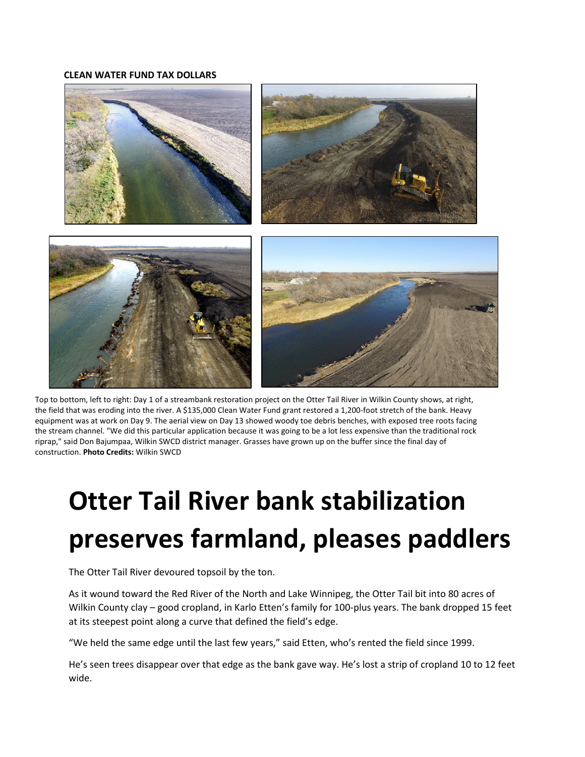**CLEAN WATER FUND TAX DOLLARS**

Top to bottom, left to right: Day 1 of a streambank restoration project on the Otter Tail River in Wilkin County shows, at right, the field that was eroding into the river. A $135,000 Clean Water Fund grant restored a 1,200-foot stretch of the bank. Heavy equipment was at work on Day 9. The aerial view on Day 13 showed woody toe debris benches, with exposed tree roots facing the stream channel. "We did this particular application because it was going to be a lot less expensive than the traditional rock riprap," said Don Bajumpaa, Wilkin SWCD district manager. Grasses have grown up on the buffer since the final day of construction. **Photo Credits:** Wilkin SWCD

# Otter Tail River bank stabilization preserves farmland, pleases paddlers

The Otter Tail River devoured topsoil by the ton.

As it wound toward the Red River of the North and Lake Winnipeg, the Otter Tail bit into 80 acres of Wilkin County clay – good cropland, in Karlo Etten's family for 100-plus years. The bank dropped 15 feet at its steepest point along a curve that defined the field's edge.

"We held the same edge until the last few years," said Etten, who's rented the field since 1999.

He's seen trees disappear over that edge as the bank gave way. He's lost a strip of cropland 10 to 12 feet wide.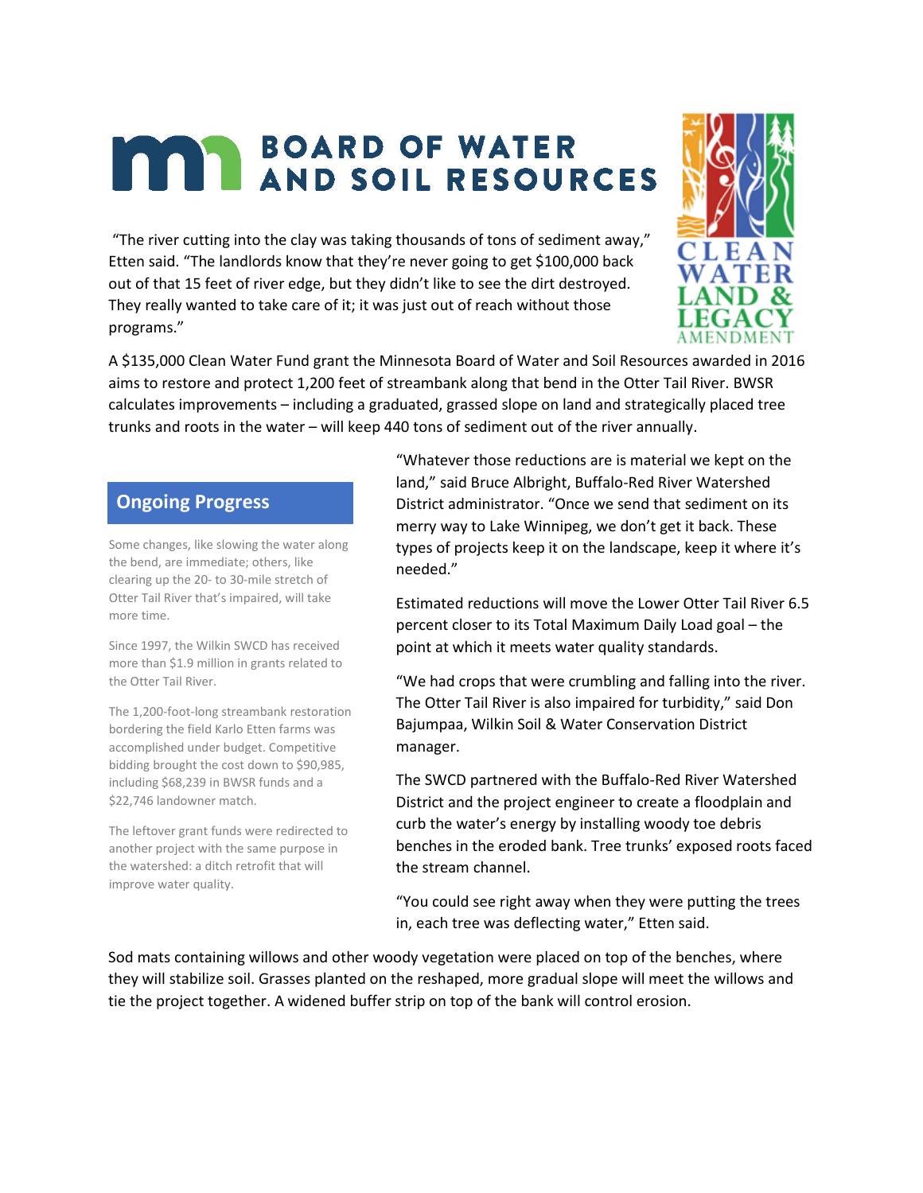"The river cutting into the clay was taking thousands of tons of sediment away," Etten said. "The landlords know that they're never going to get $100,000 back out of that 15 feet of river edge, but they didn't like to see the dirt destroyed. They really wanted to take care of it; it was just out of reach without those programs."

A $135,000 Clean Water Fund grant the Minnesota Board of Water and Soil Resources awarded in 2016 aims to restore and protect 1,200 feet of streambank along that bend in the Otter Tail River. BWSR calculates improvements – including a graduated, grassed slope on land and strategically placed tree trunks and roots in the water – will keep 440 tons of sediment out of the river annually.

"Whatever those reductions are is material we kept on the land," said Bruce Albright, Buffalo-Red River Watershed District administrator. "Once we send that sediment on its merry way to Lake Winnipeg, we don't get it back. These types of projects keep it on the landscape, keep it where it's needed."

Estimated reductions will move the Lower Otter Tail River 6.5 percent closer to its Total Maximum Daily Load goal – the point at which it meets water quality standards.

"We had crops that were crumbling and falling into the river. The Otter Tail River is also impaired for turbidity," said Don Bajumpaa, Wilkin Soil & Water Conservation District manager.

The SWCD partnered with the Buffalo-Red River Watershed District and the project engineer to create a floodplain and curb the water's energy by installing woody toe debris benches in the eroded bank. Tree trunks' exposed roots faced the stream channel.

"You could see right away when they were putting the trees in, each tree was deflecting water," Etten said.

## Ongoing Progress

Some changes, like slowing the water along the bend, are immediate; others, like clearing up the 20- to 30-mile stretch of Otter Tail River that's impaired, will take more time.

Since 1997, the Wilkin SWCD has received more than $1.9 million in grants related to the Otter Tail River.

The 1,200-foot-long streambank restoration bordering the field Karlo Etten farms was accomplished under budget. Competitive bidding brought the cost down to $90,985, including $68,239 in BWSR funds and a $22,746 landowner match.

The leftover grant funds were redirected to another project with the same purpose in the watershed: a ditch retrofit that will improve water quality.

Sod mats containing willows and other woody vegetation were placed on top of the benches, where they will stabilize soil. Grasses planted on the reshaped, more gradual slope will meet the willows and tie the project together. A widened buffer strip on top of the bank will control erosion.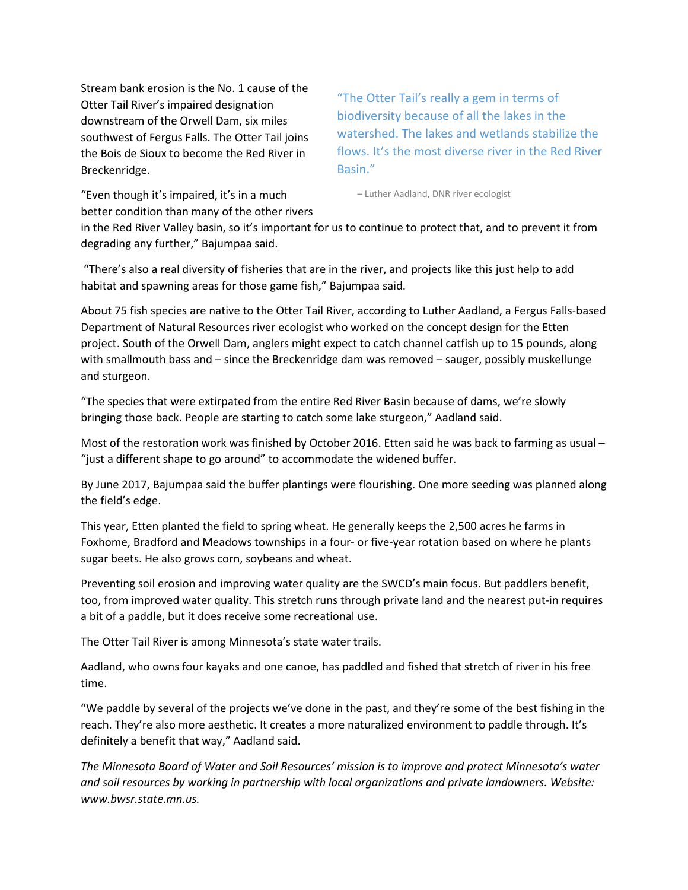Stream bank erosion is the No. 1 cause of the Otter Tail River's impaired designation downstream of the Orwell Dam, six miles southwest of Fergus Falls. The Otter Tail joins the Bois de Sioux to become the Red River in Breckenridge.

> "The Otter Tail's really a gem in terms of biodiversity because of all the lakes in the watershed. The lakes and wetlands stabilize the flows. It's the most diverse river in the Red River Basin."
>
> – Luther Aadland, DNR river ecologist

"Even though it's impaired, it's in a much better condition than many of the other rivers in the Red River Valley basin, so it's important for us to continue to protect that, and to prevent it from degrading any further," Bajumpaa said.

"There's also a real diversity of fisheries that are in the river, and projects like this just help to add habitat and spawning areas for those game fish," Bajumpaa said.

About 75 fish species are native to the Otter Tail River, according to Luther Aadland, a Fergus Falls-based Department of Natural Resources river ecologist who worked on the concept design for the Etten project. South of the Orwell Dam, anglers might expect to catch channel catfish up to 15 pounds, along with smallmouth bass and – since the Breckenridge dam was removed – sauger, possibly muskellunge and sturgeon.

"The species that were extirpated from the entire Red River Basin because of dams, we're slowly bringing those back. People are starting to catch some lake sturgeon," Aadland said.

Most of the restoration work was finished by October 2016. Etten said he was back to farming as usual – "just a different shape to go around" to accommodate the widened buffer.

By June 2017, Bajumpaa said the buffer plantings were flourishing. One more seeding was planned along the field's edge.

This year, Etten planted the field to spring wheat. He generally keeps the 2,500 acres he farms in Foxhome, Bradford and Meadows townships in a four- or five-year rotation based on where he plants sugar beets. He also grows corn, soybeans and wheat.

Preventing soil erosion and improving water quality are the SWCD's main focus. But paddlers benefit, too, from improved water quality. This stretch runs through private land and the nearest put-in requires a bit of a paddle, but it does receive some recreational use.

The Otter Tail River is among Minnesota's state water trails.

Aadland, who owns four kayaks and one canoe, has paddled and fished that stretch of river in his free time.

"We paddle by several of the projects we've done in the past, and they're some of the best fishing in the reach. They're also more aesthetic. It creates a more naturalized environment to paddle through. It's definitely a benefit that way," Aadland said.

*The Minnesota Board of Water and Soil Resources' mission is to improve and protect Minnesota's water and soil resources by working in partnership with local organizations and private landowners. Website: www.bwsr.state.mn.us.*